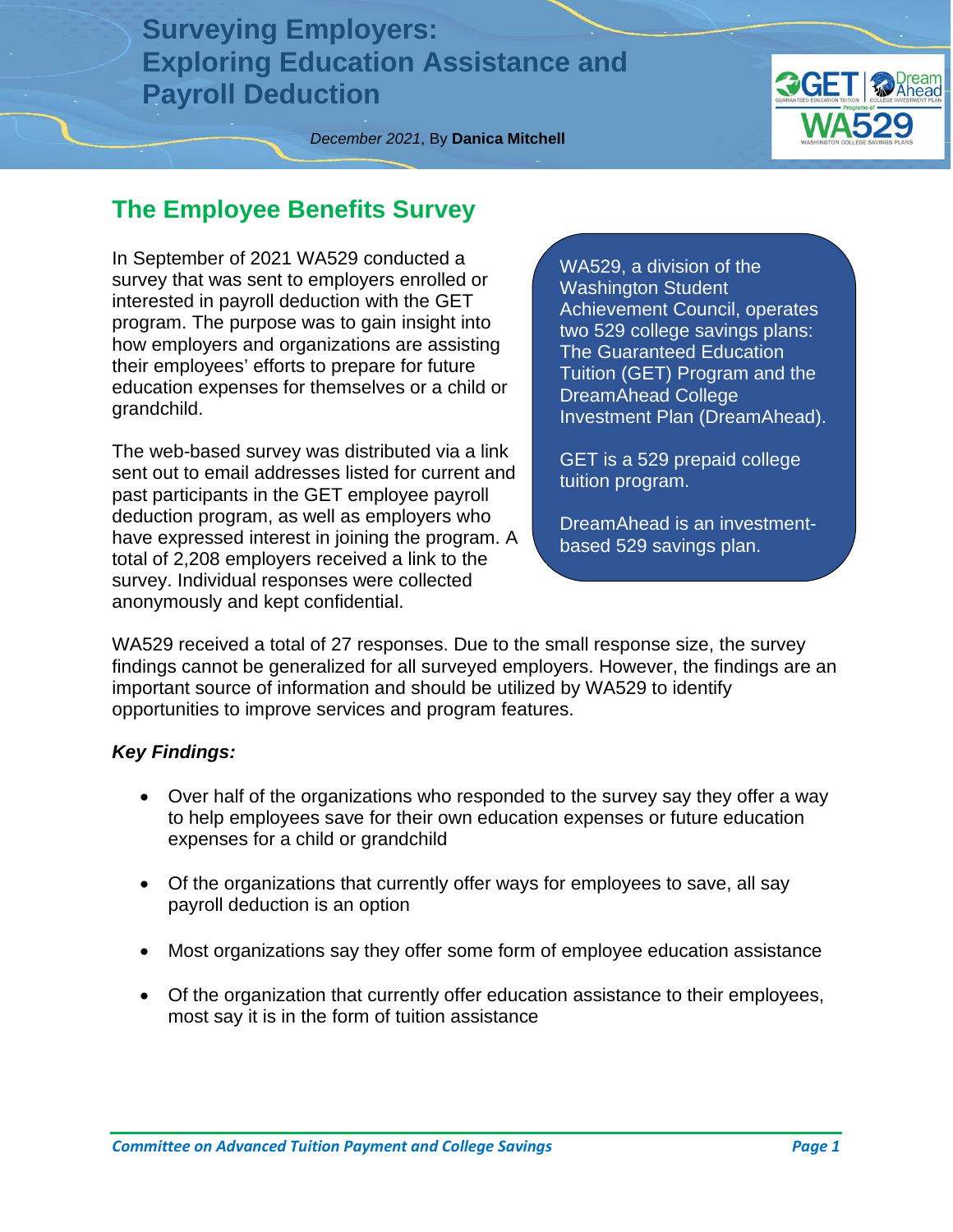# Surveying Employers: Exploring Education Assistance and Payroll Deduction

*December 2021*, By **Danica Mitchell**

## The Employee Benefits Survey

In September of 2021 WA529 conducted a survey that was sent to employers enrolled or interested in payroll deduction with the GET program. The purpose was to gain insight into how employers and organizations are assisting their employees' efforts to prepare for future education expenses for themselves or a child or grandchild.

The web-based survey was distributed via a link sent out to email addresses listed for current and past participants in the GET employee payroll deduction program, as well as employers who have expressed interest in joining the program. A total of 2,208 employers received a link to the survey. Individual responses were collected anonymously and kept confidential.

> WA529, a division of the Washington Student Achievement Council, operates two 529 college savings plans: The Guaranteed Education Tuition (GET) Program and the DreamAhead College Investment Plan (DreamAhead).
>
> GET is a 529 prepaid college tuition program.
>
> DreamAhead is an investment-based 529 savings plan.

WA529 received a total of 27 responses. Due to the small response size, the survey findings cannot be generalized for all surveyed employers. However, the findings are an important source of information and should be utilized by WA529 to identify opportunities to improve services and program features.

***Key Findings:***

- Over half of the organizations who responded to the survey say they offer a way to help employees save for their own education expenses or future education expenses for a child or grandchild
- Of the organizations that currently offer ways for employees to save, all say payroll deduction is an option
- Most organizations say they offer some form of employee education assistance
- Of the organization that currently offer education assistance to their employees, most say it is in the form of tuition assistance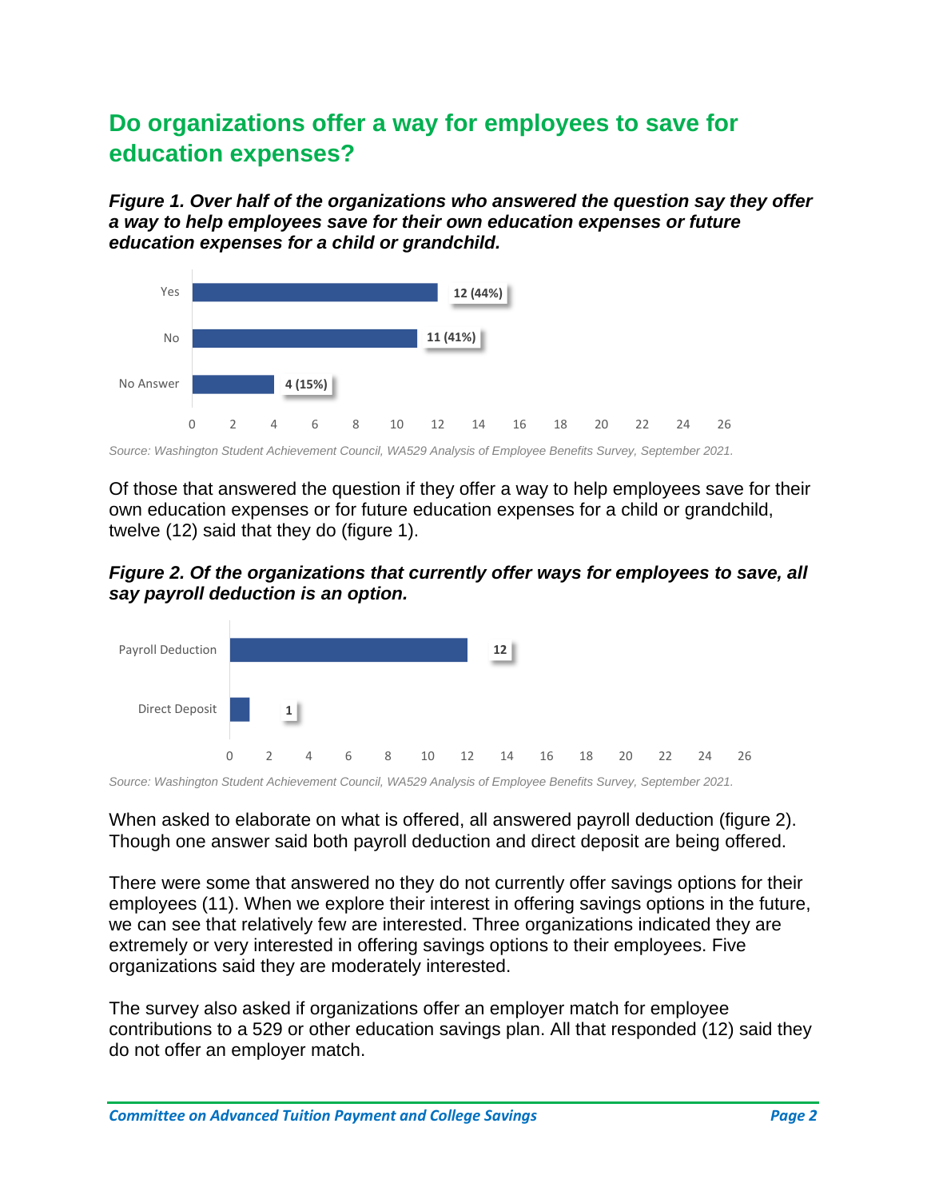## Do organizations offer a way for employees to save for education expenses?

***Figure 1. Over half of the organizations who answered the question say they offer a way to help employees save for their own education expenses or future education expenses for a child or grandchild.***

| Response | Count |
|---|---|
| Yes | 12 (44%) |
| No | 11 (41%) |
| No Answer | 4 (15%) |

*Source: Washington Student Achievement Council, WA529 Analysis of Employee Benefits Survey, September 2021.*

Of those that answered the question if they offer a way to help employees save for their own education expenses or for future education expenses for a child or grandchild, twelve (12) said that they do (figure 1).

***Figure 2. Of the organizations that currently offer ways for employees to save, all say payroll deduction is an option.***

| Option | Count |
|---|---|
| Payroll Deduction | 12 |
| Direct Deposit | 1 |

*Source: Washington Student Achievement Council, WA529 Analysis of Employee Benefits Survey, September 2021.*

When asked to elaborate on what is offered, all answered payroll deduction (figure 2). Though one answer said both payroll deduction and direct deposit are being offered.

There were some that answered no they do not currently offer savings options for their employees (11). When we explore their interest in offering savings options in the future, we can see that relatively few are interested. Three organizations indicated they are extremely or very interested in offering savings options to their employees. Five organizations said they are moderately interested.

The survey also asked if organizations offer an employer match for employee contributions to a 529 or other education savings plan. All that responded (12) said they do not offer an employer match.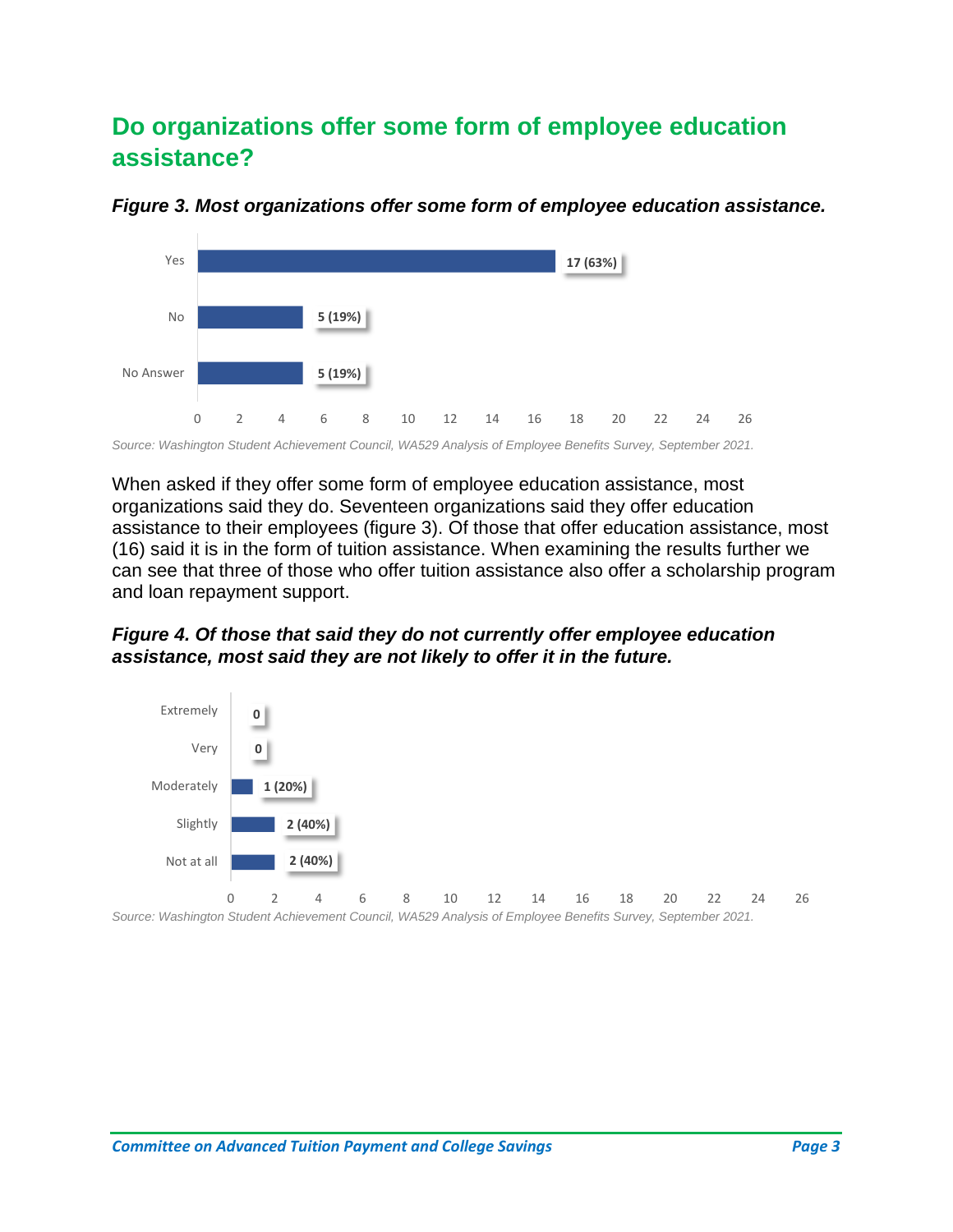## Do organizations offer some form of employee education assistance?

***Figure 3. Most organizations offer some form of employee education assistance.***

| Response | Count |
|---|---|
| Yes | 17 (63%) |
| No | 5 (19%) |
| No Answer | 5 (19%) |

*Source: Washington Student Achievement Council, WA529 Analysis of Employee Benefits Survey, September 2021.*

When asked if they offer some form of employee education assistance, most organizations said they do. Seventeen organizations said they offer education assistance to their employees (figure 3). Of those that offer education assistance, most (16) said it is in the form of tuition assistance. When examining the results further we can see that three of those who offer tuition assistance also offer a scholarship program and loan repayment support.

***Figure 4. Of those that said they do not currently offer employee education assistance, most said they are not likely to offer it in the future.***

| Likelihood | Count |
|---|---|
| Extremely | 0 |
| Very | 0 |
| Moderately | 1 (20%) |
| Slightly | 2 (40%) |
| Not at all | 2 (40%) |

*Source: Washington Student Achievement Council, WA529 Analysis of Employee Benefits Survey, September 2021.*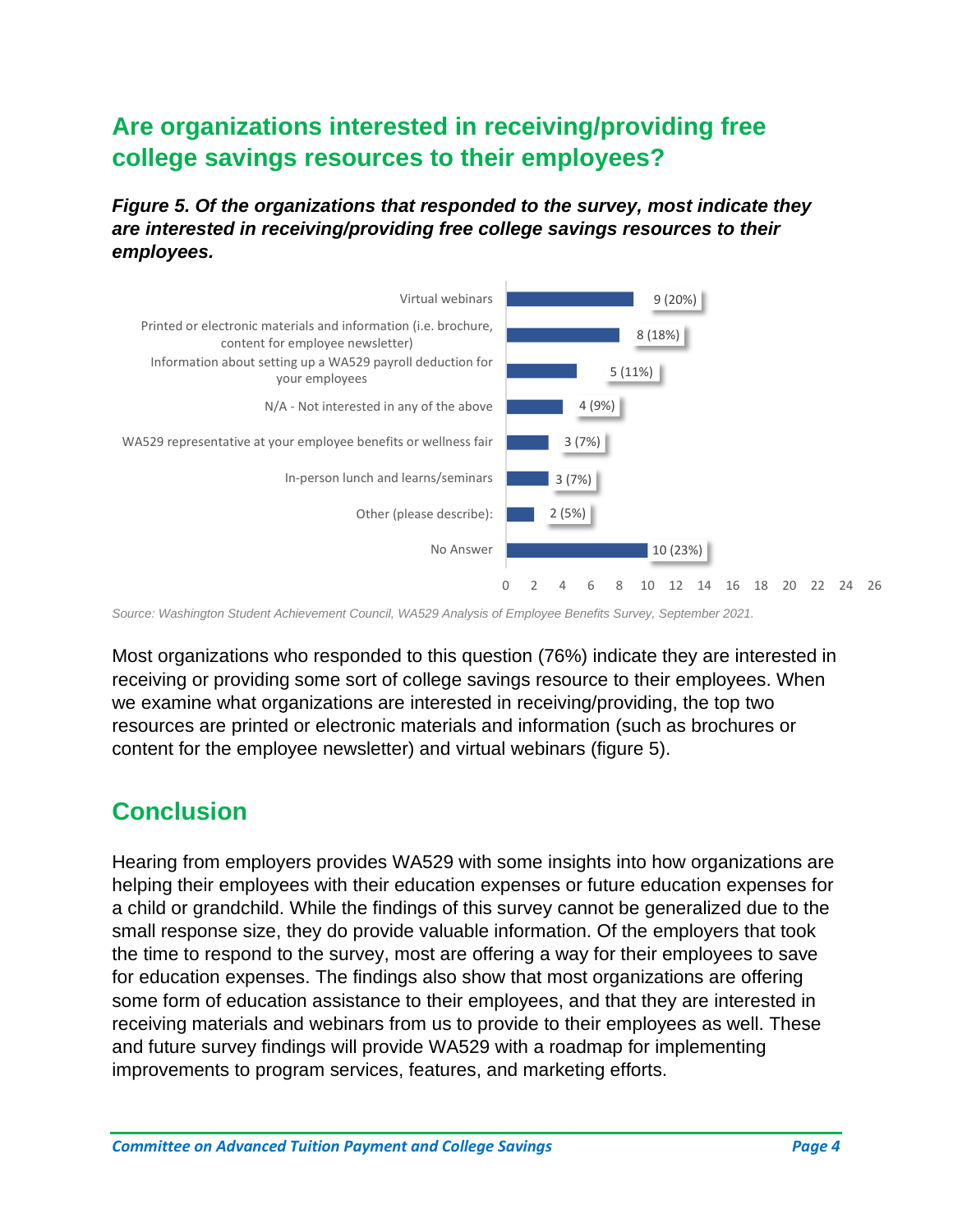## Are organizations interested in receiving/providing free college savings resources to their employees?

***Figure 5. Of the organizations that responded to the survey, most indicate they are interested in receiving/providing free college savings resources to their employees.***

Virtual webinars 9 (20%)

Printed or electronic materials and information (i.e. brochure, content for employee newsletter) 8 (18%)

Information about setting up a WA529 payroll deduction for your employees 5 (11%)

N/A - Not interested in any of the above 4 (9%)

WA529 representative at your employee benefits or wellness fair 3 (7%)

In-person lunch and learns/seminars 3 (7%)

Other (please describe): 2 (5%)

No Answer 10 (23%)

0 2 4 6 8 10 12 14 16 18 20 22 24 26

*Source: Washington Student Achievement Council, WA529 Analysis of Employee Benefits Survey, September 2021.*

Most organizations who responded to this question (76%) indicate they are interested in receiving or providing some sort of college savings resource to their employees. When we examine what organizations are interested in receiving/providing, the top two resources are printed or electronic materials and information (such as brochures or content for the employee newsletter) and virtual webinars (figure 5).

## Conclusion

Hearing from employers provides WA529 with some insights into how organizations are helping their employees with their education expenses or future education expenses for a child or grandchild. While the findings of this survey cannot be generalized due to the small response size, they do provide valuable information. Of the employers that took the time to respond to the survey, most are offering a way for their employees to save for education expenses. The findings also show that most organizations are offering some form of education assistance to their employees, and that they are interested in receiving materials and webinars from us to provide to their employees as well. These and future survey findings will provide WA529 with a roadmap for implementing improvements to program services, features, and marketing efforts.